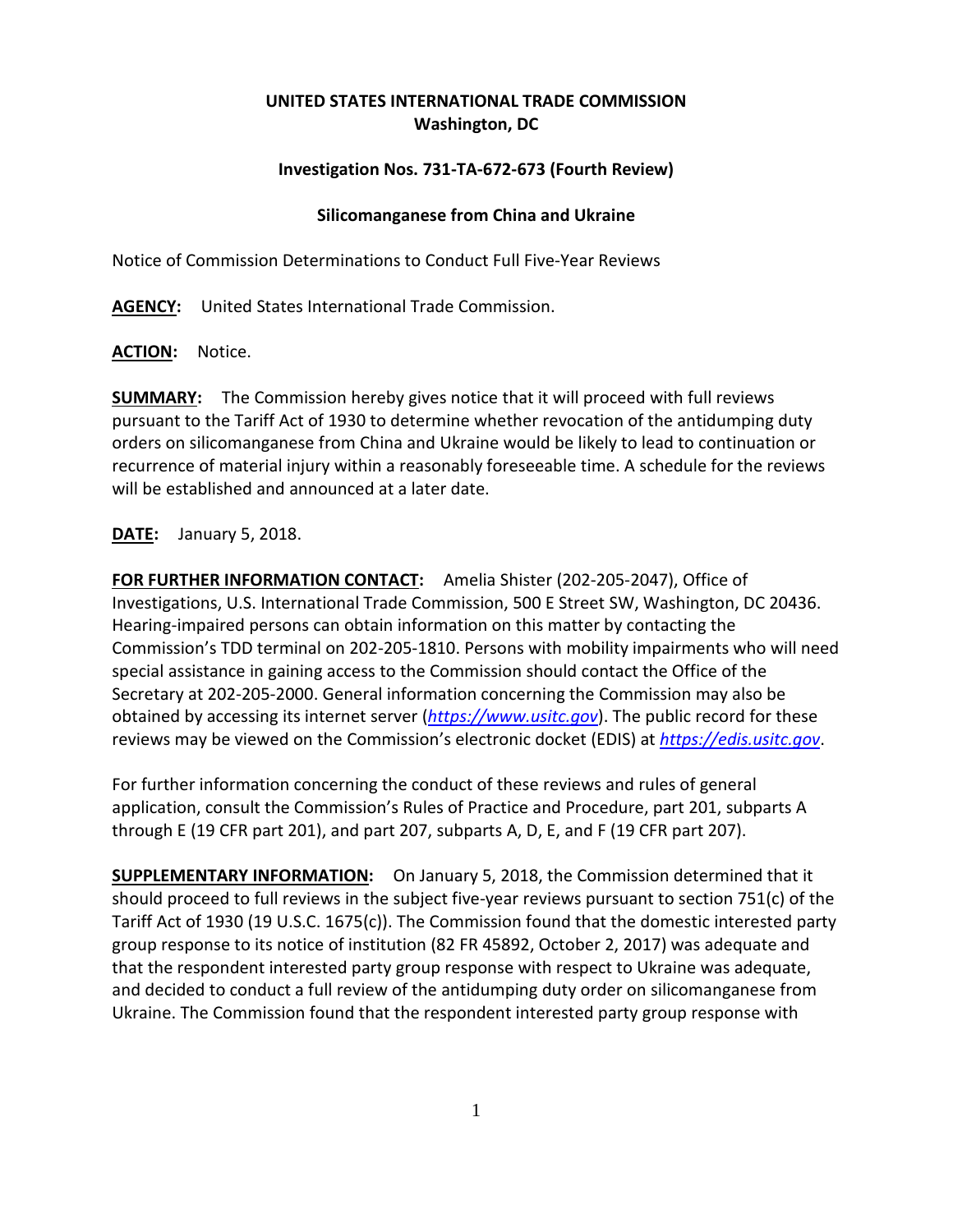**UNITED STATES INTERNATIONAL TRADE COMMISSION**
**Washington, DC**

**Investigation Nos. 731-TA-672-673 (Fourth Review)**

**Silicomanganese from China and Ukraine**

Notice of Commission Determinations to Conduct Full Five-Year Reviews

**AGENCY:** United States International Trade Commission.

**ACTION:** Notice.

**SUMMARY:** The Commission hereby gives notice that it will proceed with full reviews pursuant to the Tariff Act of 1930 to determine whether revocation of the antidumping duty orders on silicomanganese from China and Ukraine would be likely to lead to continuation or recurrence of material injury within a reasonably foreseeable time. A schedule for the reviews will be established and announced at a later date.

**DATE:** January 5, 2018.

**FOR FURTHER INFORMATION CONTACT:** Amelia Shister (202-205-2047), Office of Investigations, U.S. International Trade Commission, 500 E Street SW, Washington, DC 20436. Hearing-impaired persons can obtain information on this matter by contacting the Commission's TDD terminal on 202-205-1810. Persons with mobility impairments who will need special assistance in gaining access to the Commission should contact the Office of the Secretary at 202-205-2000. General information concerning the Commission may also be obtained by accessing its internet server (*https://www.usitc.gov*). The public record for these reviews may be viewed on the Commission's electronic docket (EDIS) at *https://edis.usitc.gov*.

For further information concerning the conduct of these reviews and rules of general application, consult the Commission's Rules of Practice and Procedure, part 201, subparts A through E (19 CFR part 201), and part 207, subparts A, D, E, and F (19 CFR part 207).

**SUPPLEMENTARY INFORMATION:** On January 5, 2018, the Commission determined that it should proceed to full reviews in the subject five-year reviews pursuant to section 751(c) of the Tariff Act of 1930 (19 U.S.C. 1675(c)). The Commission found that the domestic interested party group response to its notice of institution (82 FR 45892, October 2, 2017) was adequate and that the respondent interested party group response with respect to Ukraine was adequate, and decided to conduct a full review of the antidumping duty order on silicomanganese from Ukraine. The Commission found that the respondent interested party group response with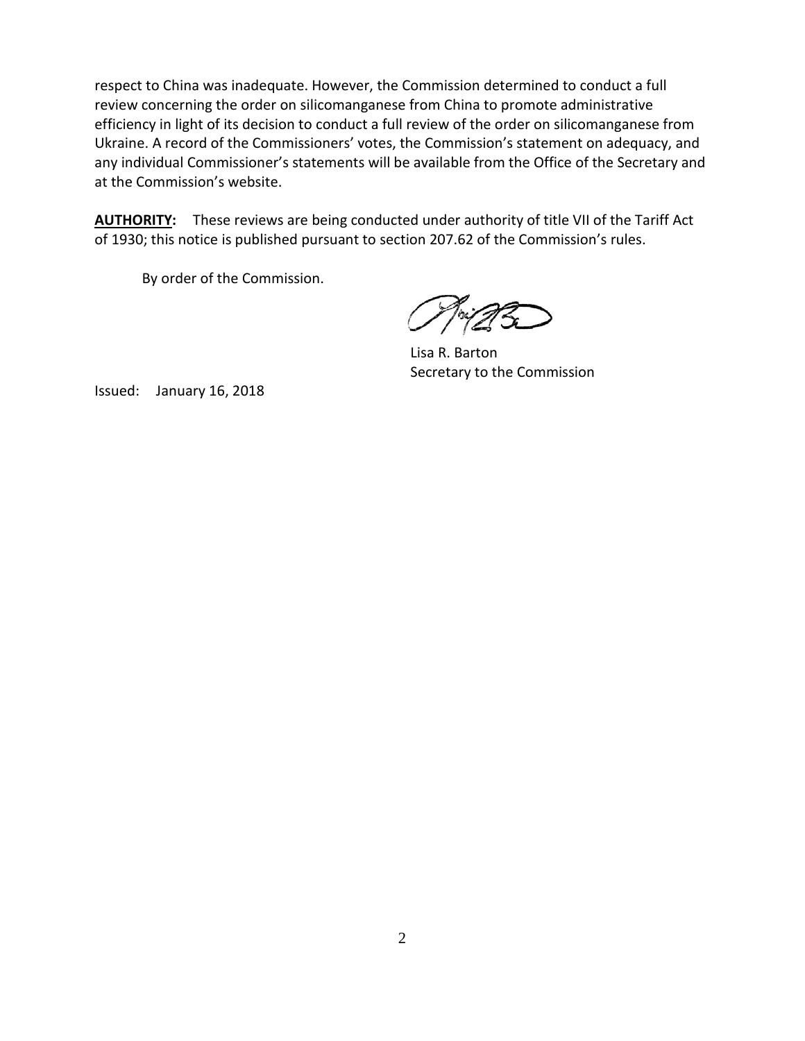respect to China was inadequate. However, the Commission determined to conduct a full review concerning the order on silicomanganese from China to promote administrative efficiency in light of its decision to conduct a full review of the order on silicomanganese from Ukraine. A record of the Commissioners' votes, the Commission's statement on adequacy, and any individual Commissioner's statements will be available from the Office of the Secretary and at the Commission's website.

**AUTHORITY:** These reviews are being conducted under authority of title VII of the Tariff Act of 1930; this notice is published pursuant to section 207.62 of the Commission's rules.

By order of the Commission.

Lisa R. Barton
Secretary to the Commission

Issued: January 16, 2018